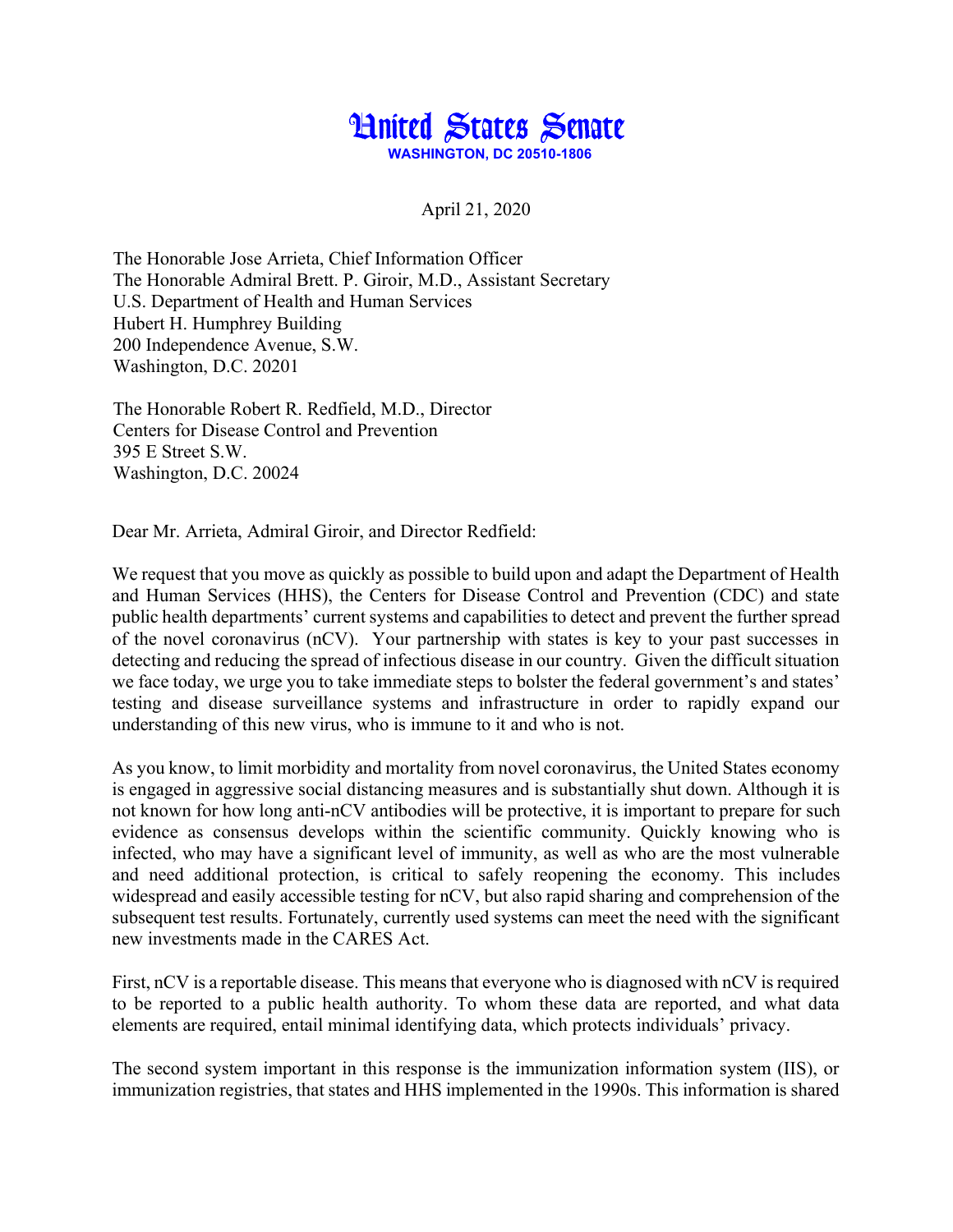# United States Senate

**WASHINGTON, DC 20510-1806**

April 21, 2020

The Honorable Jose Arrieta, Chief Information Officer
The Honorable Admiral Brett. P. Giroir, M.D., Assistant Secretary
U.S. Department of Health and Human Services
Hubert H. Humphrey Building
200 Independence Avenue, S.W.
Washington, D.C. 20201

The Honorable Robert R. Redfield, M.D., Director
Centers for Disease Control and Prevention
395 E Street S.W.
Washington, D.C. 20024

Dear Mr. Arrieta, Admiral Giroir, and Director Redfield:

We request that you move as quickly as possible to build upon and adapt the Department of Health and Human Services (HHS), the Centers for Disease Control and Prevention (CDC) and state public health departments' current systems and capabilities to detect and prevent the further spread of the novel coronavirus (nCV). Your partnership with states is key to your past successes in detecting and reducing the spread of infectious disease in our country. Given the difficult situation we face today, we urge you to take immediate steps to bolster the federal government's and states' testing and disease surveillance systems and infrastructure in order to rapidly expand our understanding of this new virus, who is immune to it and who is not.

As you know, to limit morbidity and mortality from novel coronavirus, the United States economy is engaged in aggressive social distancing measures and is substantially shut down. Although it is not known for how long anti-nCV antibodies will be protective, it is important to prepare for such evidence as consensus develops within the scientific community. Quickly knowing who is infected, who may have a significant level of immunity, as well as who are the most vulnerable and need additional protection, is critical to safely reopening the economy. This includes widespread and easily accessible testing for nCV, but also rapid sharing and comprehension of the subsequent test results. Fortunately, currently used systems can meet the need with the significant new investments made in the CARES Act.

First, nCV is a reportable disease. This means that everyone who is diagnosed with nCV is required to be reported to a public health authority. To whom these data are reported, and what data elements are required, entail minimal identifying data, which protects individuals' privacy.

The second system important in this response is the immunization information system (IIS), or immunization registries, that states and HHS implemented in the 1990s. This information is shared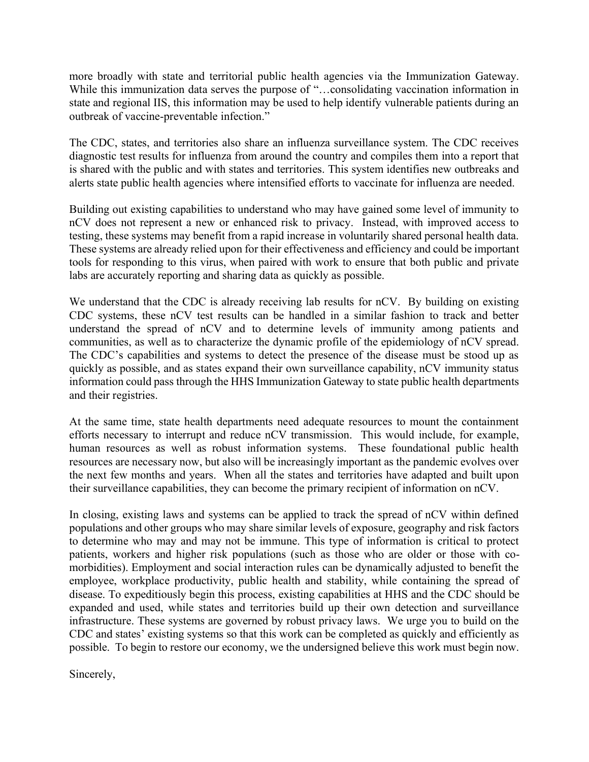more broadly with state and territorial public health agencies via the Immunization Gateway. While this immunization data serves the purpose of "…consolidating vaccination information in state and regional IIS, this information may be used to help identify vulnerable patients during an outbreak of vaccine-preventable infection."

The CDC, states, and territories also share an influenza surveillance system. The CDC receives diagnostic test results for influenza from around the country and compiles them into a report that is shared with the public and with states and territories. This system identifies new outbreaks and alerts state public health agencies where intensified efforts to vaccinate for influenza are needed.

Building out existing capabilities to understand who may have gained some level of immunity to nCV does not represent a new or enhanced risk to privacy. Instead, with improved access to testing, these systems may benefit from a rapid increase in voluntarily shared personal health data. These systems are already relied upon for their effectiveness and efficiency and could be important tools for responding to this virus, when paired with work to ensure that both public and private labs are accurately reporting and sharing data as quickly as possible.

We understand that the CDC is already receiving lab results for nCV. By building on existing CDC systems, these nCV test results can be handled in a similar fashion to track and better understand the spread of nCV and to determine levels of immunity among patients and communities, as well as to characterize the dynamic profile of the epidemiology of nCV spread. The CDC's capabilities and systems to detect the presence of the disease must be stood up as quickly as possible, and as states expand their own surveillance capability, nCV immunity status information could pass through the HHS Immunization Gateway to state public health departments and their registries.

At the same time, state health departments need adequate resources to mount the containment efforts necessary to interrupt and reduce nCV transmission. This would include, for example, human resources as well as robust information systems. These foundational public health resources are necessary now, but also will be increasingly important as the pandemic evolves over the next few months and years. When all the states and territories have adapted and built upon their surveillance capabilities, they can become the primary recipient of information on nCV.

In closing, existing laws and systems can be applied to track the spread of nCV within defined populations and other groups who may share similar levels of exposure, geography and risk factors to determine who may and may not be immune. This type of information is critical to protect patients, workers and higher risk populations (such as those who are older or those with co-morbidities). Employment and social interaction rules can be dynamically adjusted to benefit the employee, workplace productivity, public health and stability, while containing the spread of disease. To expeditiously begin this process, existing capabilities at HHS and the CDC should be expanded and used, while states and territories build up their own detection and surveillance infrastructure. These systems are governed by robust privacy laws. We urge you to build on the CDC and states' existing systems so that this work can be completed as quickly and efficiently as possible. To begin to restore our economy, we the undersigned believe this work must begin now.

Sincerely,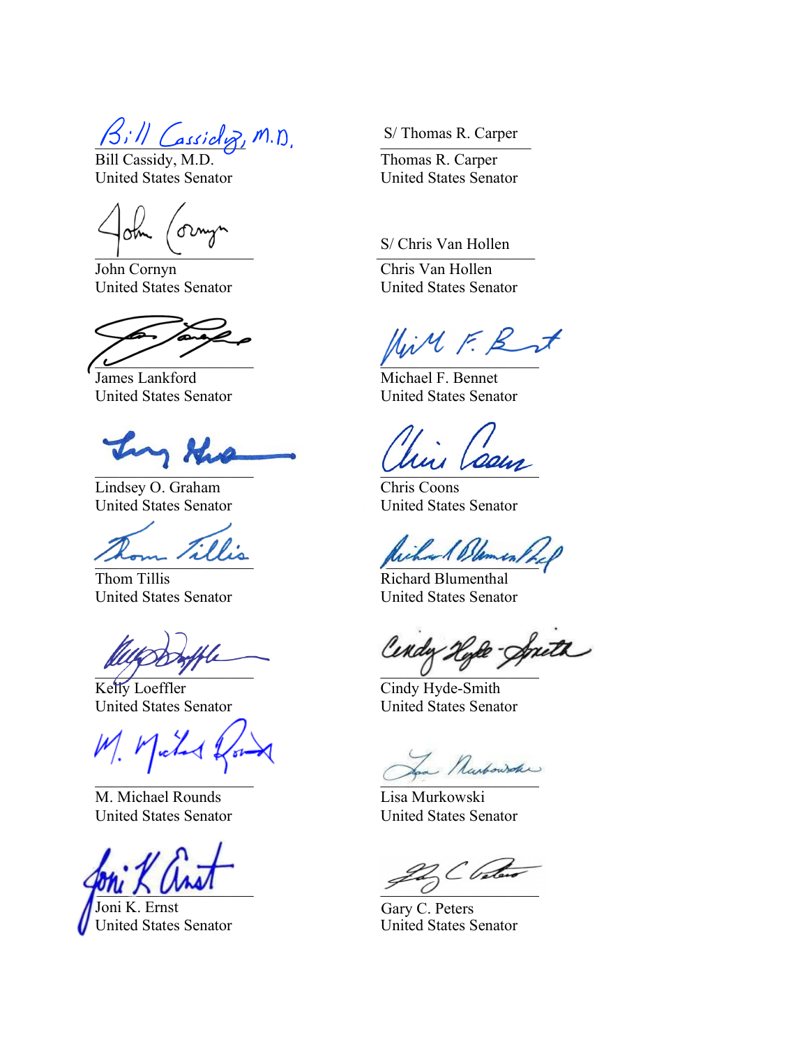Bill Cassidy, M.D.
United States Senator

S/ Thomas R. Carper

Thomas R. Carper
United States Senator

John Cornyn
United States Senator

S/ Chris Van Hollen

Chris Van Hollen
United States Senator

James Lankford
United States Senator

Michael F. Bennet
United States Senator

Lindsey O. Graham
United States Senator

Chris Coons
United States Senator

Thom Tillis
United States Senator

Richard Blumenthal
United States Senator

Kelly Loeffler
United States Senator

Cindy Hyde-Smith
United States Senator

M. Michael Rounds
United States Senator

Lisa Murkowski
United States Senator

Joni K. Ernst
United States Senator

Gary C. Peters
United States Senator